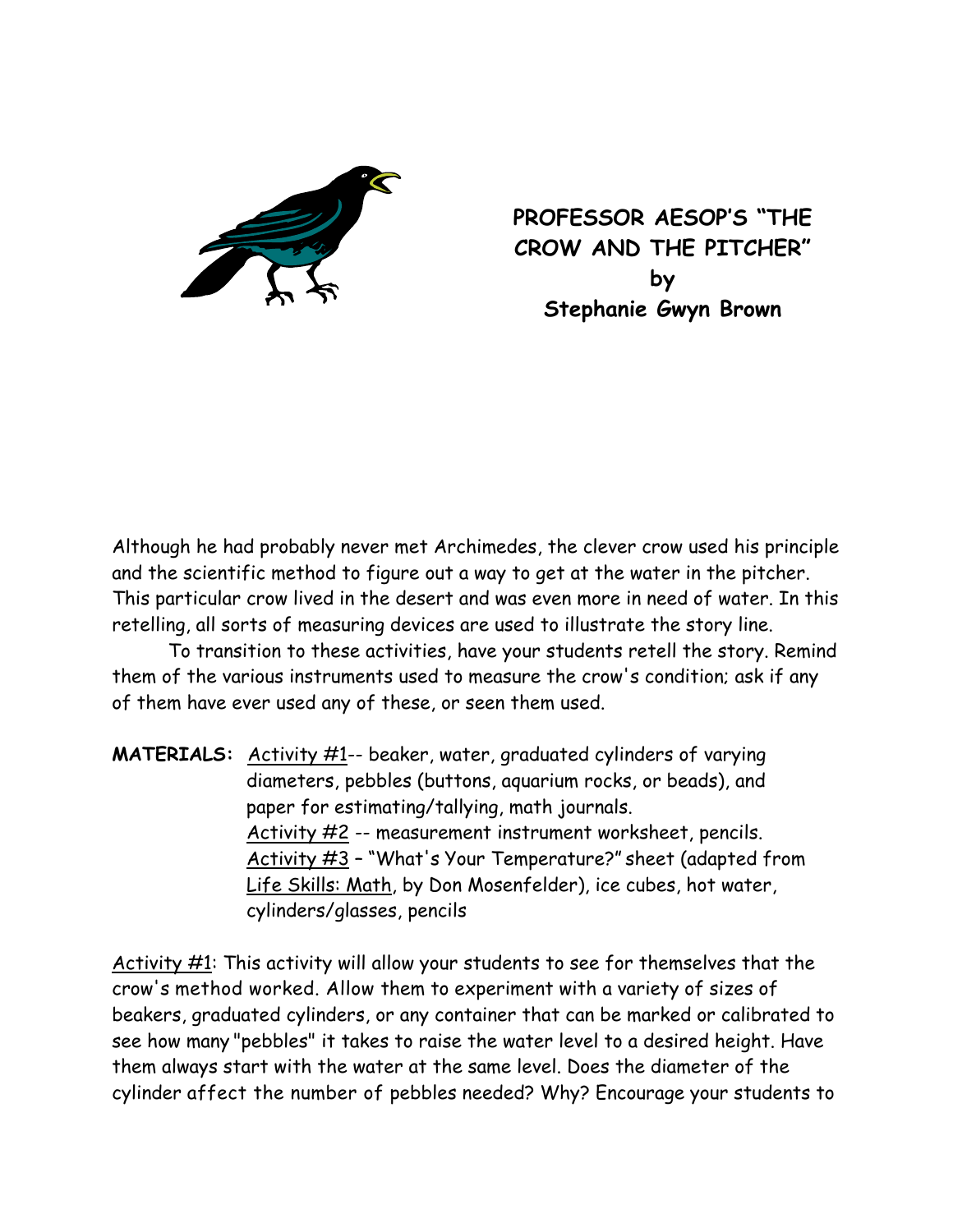# PROFESSOR AESOP'S "THE CROW AND THE PITCHER"

**by**

**Stephanie Gwyn Brown**

Although he had probably never met Archimedes, the clever crow used his principle and the scientific method to figure out a way to get at the water in the pitcher. This particular crow lived in the desert and was even more in need of water. In this retelling, all sorts of measuring devices are used to illustrate the story line.

To transition to these activities, have your students retell the story. Remind them of the various instruments used to measure the crow's condition; ask if any of them have ever used any of these, or seen them used.

**MATERIALS:** Activity #1-- beaker, water, graduated cylinders of varying diameters, pebbles (buttons, aquarium rocks, or beads), and paper for estimating/tallying, math journals.
Activity #2 -- measurement instrument worksheet, pencils.
Activity #3 – "What's Your Temperature?" sheet (adapted from Life Skills: Math, by Don Mosenfelder), ice cubes, hot water, cylinders/glasses, pencils

Activity #1: This activity will allow your students to see for themselves that the crow's method worked. Allow them to experiment with a variety of sizes of beakers, graduated cylinders, or any container that can be marked or calibrated to see how many "pebbles" it takes to raise the water level to a desired height. Have them always start with the water at the same level. Does the diameter of the cylinder affect the number of pebbles needed? Why? Encourage your students to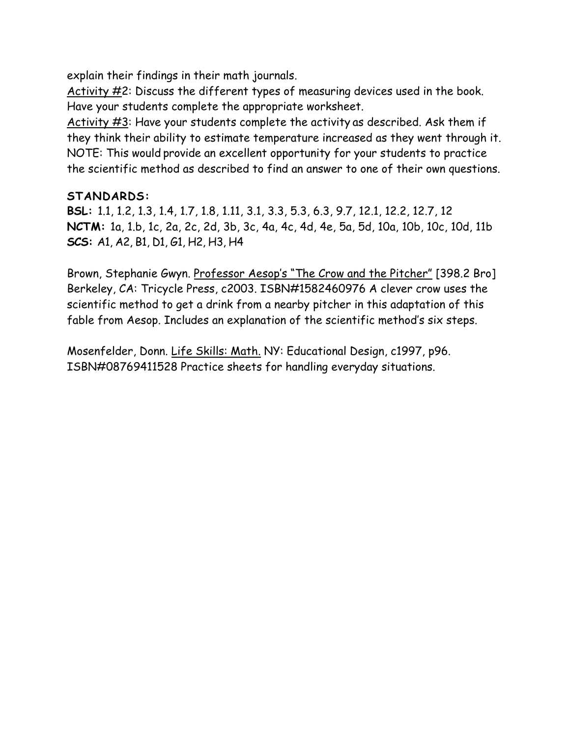explain their findings in their math journals.

Activity #2: Discuss the different types of measuring devices used in the book. Have your students complete the appropriate worksheet.

Activity #3: Have your students complete the activity as described. Ask them if they think their ability to estimate temperature increased as they went through it. NOTE: This would provide an excellent opportunity for your students to practice the scientific method as described to find an answer to one of their own questions.

**STANDARDS:**

**BSL:** 1.1, 1.2, 1.3, 1.4, 1.7, 1.8, 1.11, 3.1, 3.3, 5.3, 6.3, 9.7, 12.1, 12.2, 12.7, 12

**NCTM:** 1a, 1.b, 1c, 2a, 2c, 2d, 3b, 3c, 4a, 4c, 4d, 4e, 5a, 5d, 10a, 10b, 10c, 10d, 11b

**SCS:** A1, A2, B1, D1, G1, H2, H3, H4

Brown, Stephanie Gwyn. Professor Aesop's "The Crow and the Pitcher" [398.2 Bro] Berkeley, CA: Tricycle Press, c2003. ISBN#1582460976 A clever crow uses the scientific method to get a drink from a nearby pitcher in this adaptation of this fable from Aesop. Includes an explanation of the scientific method's six steps.

Mosenfelder, Donn. Life Skills: Math. NY: Educational Design, c1997, p96. ISBN#08769411528 Practice sheets for handling everyday situations.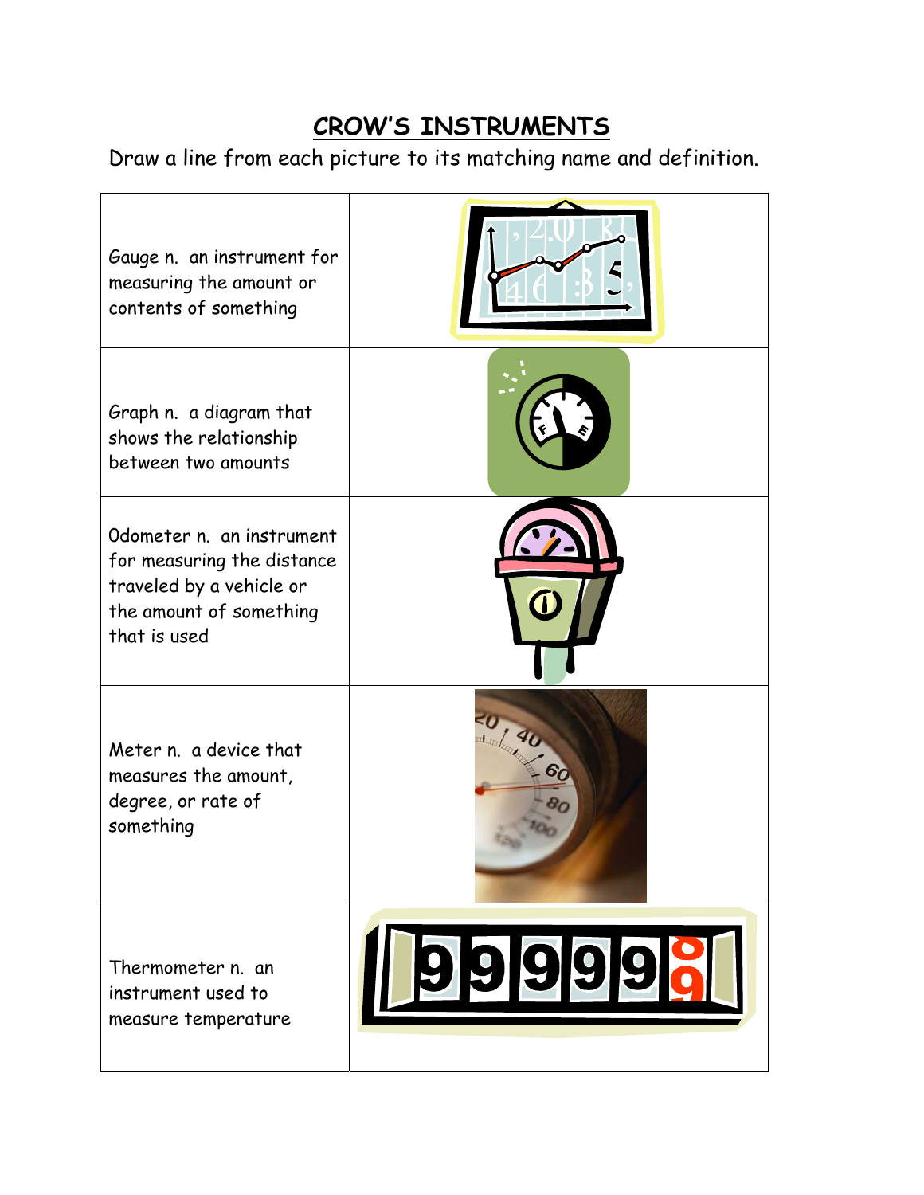# CROW'S INSTRUMENTS

Draw a line from each picture to its matching name and definition.

| | |
|---|---|
| Gauge n. an instrument for measuring the amount or contents of something | |
| Graph n. a diagram that shows the relationship between two amounts | |
| Odometer n. an instrument for measuring the distance traveled by a vehicle or the amount of something that is used | |
| Meter n. a device that measures the amount, degree, or rate of something | |
| Thermometer n. an instrument used to measure temperature | |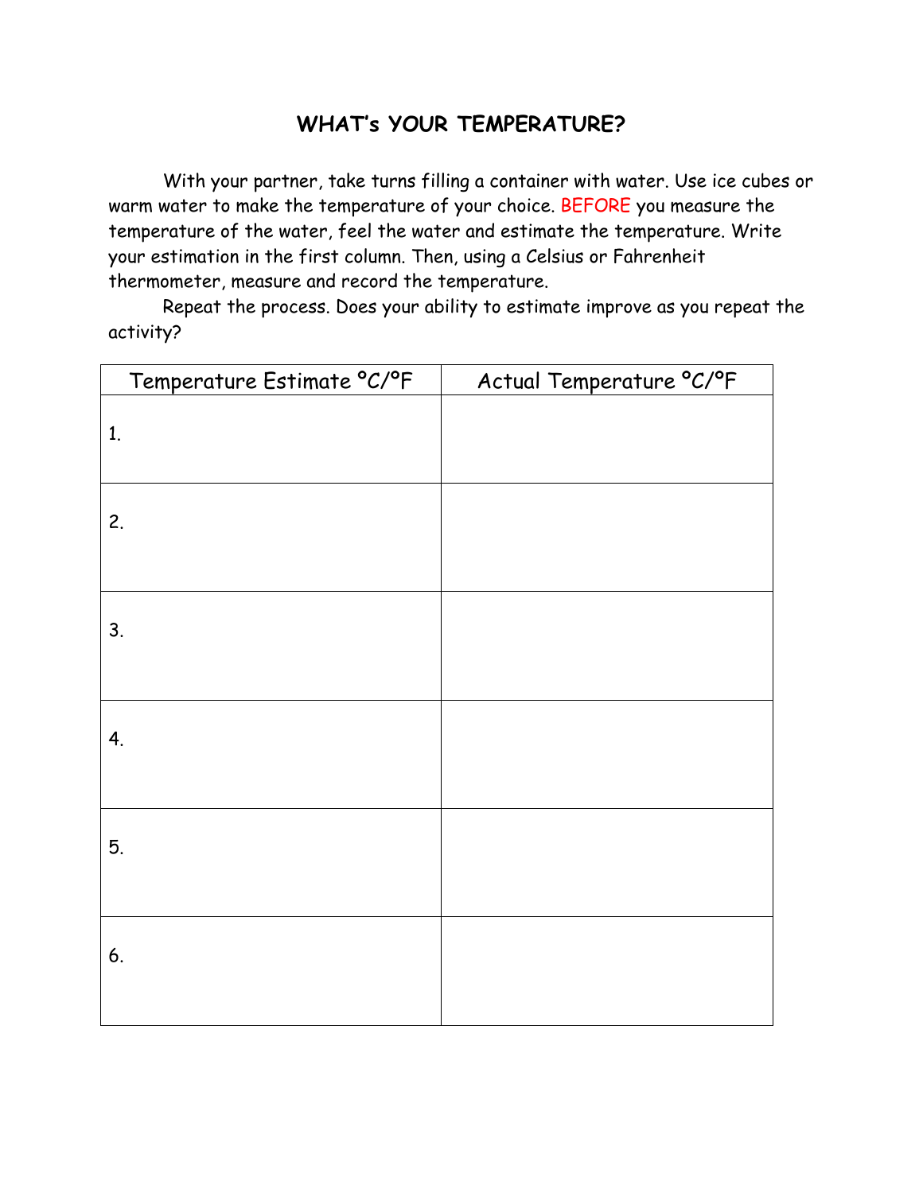# WHAT's YOUR TEMPERATURE?

With your partner, take turns filling a container with water. Use ice cubes or warm water to make the temperature of your choice. BEFORE you measure the temperature of the water, feel the water and estimate the temperature. Write your estimation in the first column. Then, using a Celsius or Fahrenheit thermometer, measure and record the temperature.

Repeat the process. Does your ability to estimate improve as you repeat the activity?

| Temperature Estimate °C/°F | Actual Temperature °C/°F |
|---|---|
| 1. | |
| 2. | |
| 3. | |
| 4. | |
| 5. | |
| 6. | |